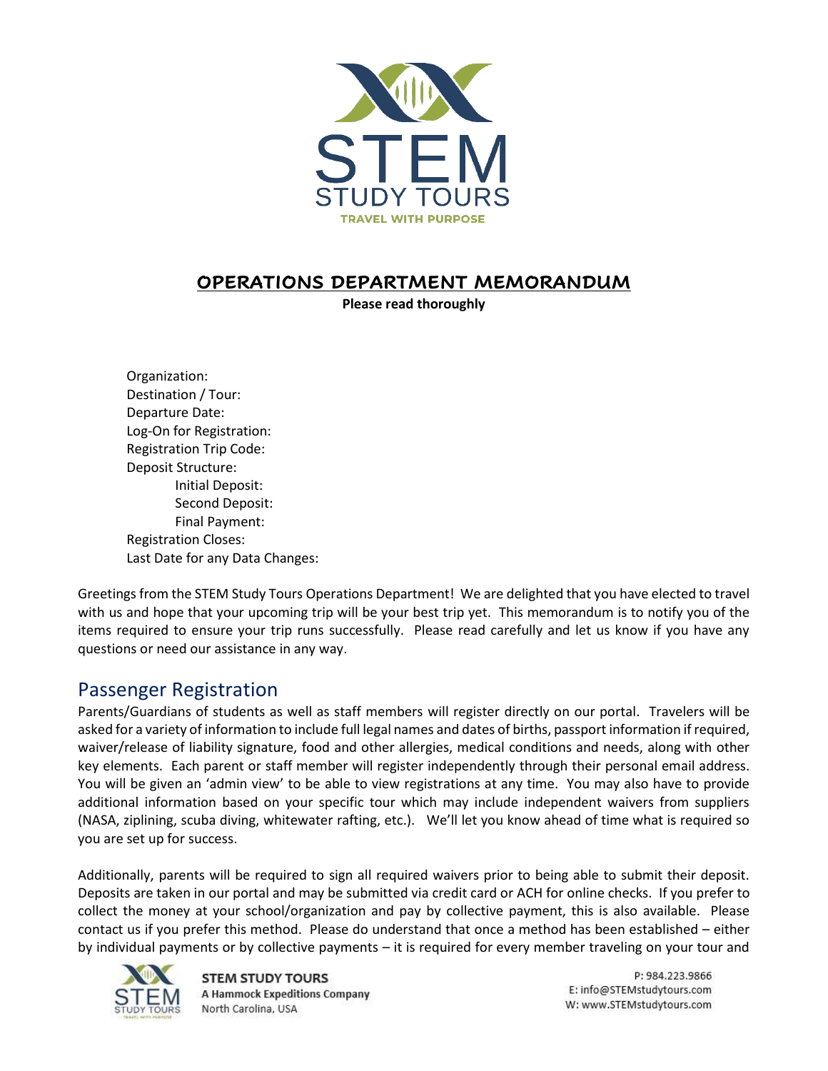# OPERATIONS DEPARTMENT MEMORANDUM

**Please read thoroughly**

Organization:
Destination / Tour:
Departure Date:
Log-On for Registration:
Registration Trip Code:
Deposit Structure:
    Initial Deposit:
    Second Deposit:
    Final Payment:
Registration Closes:
Last Date for any Data Changes:

Greetings from the STEM Study Tours Operations Department! We are delighted that you have elected to travel with us and hope that your upcoming trip will be your best trip yet. This memorandum is to notify you of the items required to ensure your trip runs successfully. Please read carefully and let us know if you have any questions or need our assistance in any way.

## Passenger Registration

Parents/Guardians of students as well as staff members will register directly on our portal. Travelers will be asked for a variety of information to include full legal names and dates of births, passport information if required, waiver/release of liability signature, food and other allergies, medical conditions and needs, along with other key elements. Each parent or staff member will register independently through their personal email address. You will be given an 'admin view' to be able to view registrations at any time. You may also have to provide additional information based on your specific tour which may include independent waivers from suppliers (NASA, ziplining, scuba diving, whitewater rafting, etc.). We'll let you know ahead of time what is required so you are set up for success.

Additionally, parents will be required to sign all required waivers prior to being able to submit their deposit. Deposits are taken in our portal and may be submitted via credit card or ACH for online checks. If you prefer to collect the money at your school/organization and pay by collective payment, this is also available. Please contact us if you prefer this method. Please do understand that once a method has been established – either by individual payments or by collective payments – it is required for every member traveling on your tour and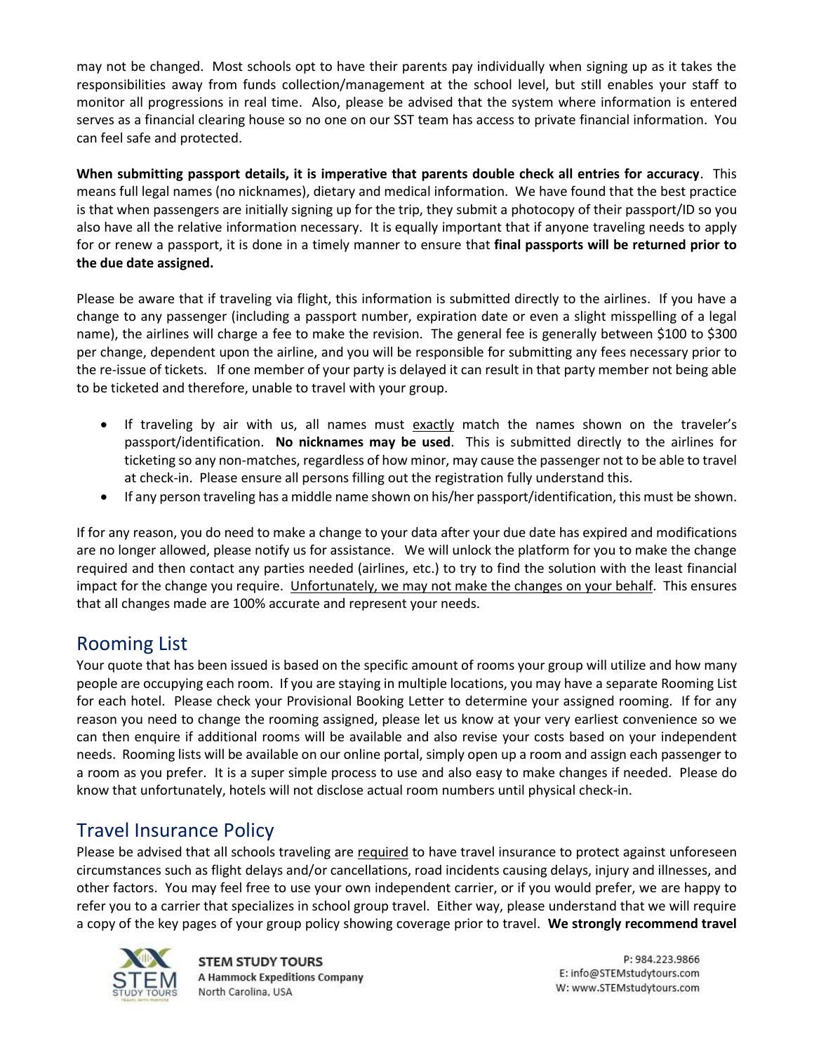may not be changed. Most schools opt to have their parents pay individually when signing up as it takes the responsibilities away from funds collection/management at the school level, but still enables your staff to monitor all progressions in real time. Also, please be advised that the system where information is entered serves as a financial clearing house so no one on our SST team has access to private financial information. You can feel safe and protected.

**When submitting passport details, it is imperative that parents double check all entries for accuracy**. This means full legal names (no nicknames), dietary and medical information. We have found that the best practice is that when passengers are initially signing up for the trip, they submit a photocopy of their passport/ID so you also have all the relative information necessary. It is equally important that if anyone traveling needs to apply for or renew a passport, it is done in a timely manner to ensure that **final passports will be returned prior to the due date assigned.**

Please be aware that if traveling via flight, this information is submitted directly to the airlines. If you have a change to any passenger (including a passport number, expiration date or even a slight misspelling of a legal name), the airlines will charge a fee to make the revision. The general fee is generally between $100 to $300 per change, dependent upon the airline, and you will be responsible for submitting any fees necessary prior to the re-issue of tickets. If one member of your party is delayed it can result in that party member not being able to be ticketed and therefore, unable to travel with your group.

- If traveling by air with us, all names must exactly match the names shown on the traveler's passport/identification. **No nicknames may be used**. This is submitted directly to the airlines for ticketing so any non-matches, regardless of how minor, may cause the passenger not to be able to travel at check-in. Please ensure all persons filling out the registration fully understand this.
- If any person traveling has a middle name shown on his/her passport/identification, this must be shown.

If for any reason, you do need to make a change to your data after your due date has expired and modifications are no longer allowed, please notify us for assistance. We will unlock the platform for you to make the change required and then contact any parties needed (airlines, etc.) to try to find the solution with the least financial impact for the change you require. Unfortunately, we may not make the changes on your behalf. This ensures that all changes made are 100% accurate and represent your needs.

## Rooming List

Your quote that has been issued is based on the specific amount of rooms your group will utilize and how many people are occupying each room. If you are staying in multiple locations, you may have a separate Rooming List for each hotel. Please check your Provisional Booking Letter to determine your assigned rooming. If for any reason you need to change the rooming assigned, please let us know at your very earliest convenience so we can then enquire if additional rooms will be available and also revise your costs based on your independent needs. Rooming lists will be available on our online portal, simply open up a room and assign each passenger to a room as you prefer. It is a super simple process to use and also easy to make changes if needed. Please do know that unfortunately, hotels will not disclose actual room numbers until physical check-in.

## Travel Insurance Policy

Please be advised that all schools traveling are required to have travel insurance to protect against unforeseen circumstances such as flight delays and/or cancellations, road incidents causing delays, injury and illnesses, and other factors. You may feel free to use your own independent carrier, or if you would prefer, we are happy to refer you to a carrier that specializes in school group travel. Either way, please understand that we will require a copy of the key pages of your group policy showing coverage prior to travel. **We strongly recommend travel**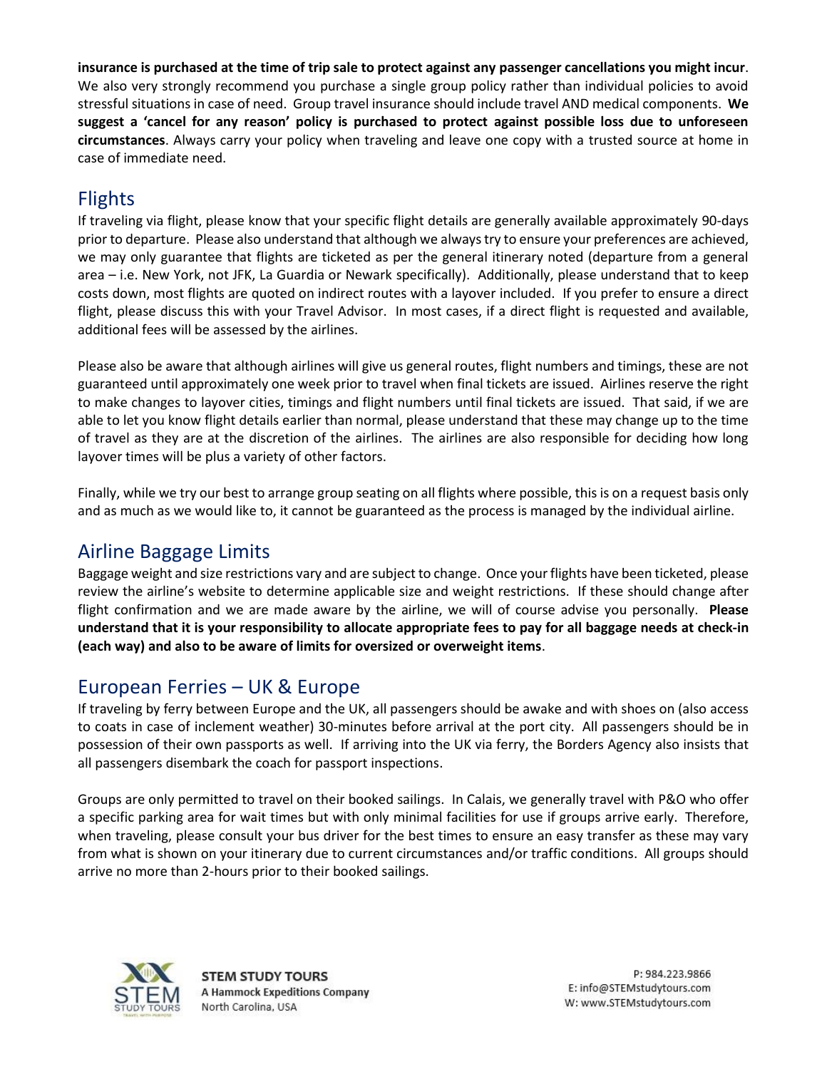**insurance is purchased at the time of trip sale to protect against any passenger cancellations you might incur**. We also very strongly recommend you purchase a single group policy rather than individual policies to avoid stressful situations in case of need. Group travel insurance should include travel AND medical components. **We suggest a 'cancel for any reason' policy is purchased to protect against possible loss due to unforeseen circumstances**. Always carry your policy when traveling and leave one copy with a trusted source at home in case of immediate need.

## Flights

If traveling via flight, please know that your specific flight details are generally available approximately 90-days prior to departure. Please also understand that although we always try to ensure your preferences are achieved, we may only guarantee that flights are ticketed as per the general itinerary noted (departure from a general area – i.e. New York, not JFK, La Guardia or Newark specifically). Additionally, please understand that to keep costs down, most flights are quoted on indirect routes with a layover included. If you prefer to ensure a direct flight, please discuss this with your Travel Advisor. In most cases, if a direct flight is requested and available, additional fees will be assessed by the airlines.

Please also be aware that although airlines will give us general routes, flight numbers and timings, these are not guaranteed until approximately one week prior to travel when final tickets are issued. Airlines reserve the right to make changes to layover cities, timings and flight numbers until final tickets are issued. That said, if we are able to let you know flight details earlier than normal, please understand that these may change up to the time of travel as they are at the discretion of the airlines. The airlines are also responsible for deciding how long layover times will be plus a variety of other factors.

Finally, while we try our best to arrange group seating on all flights where possible, this is on a request basis only and as much as we would like to, it cannot be guaranteed as the process is managed by the individual airline.

## Airline Baggage Limits

Baggage weight and size restrictions vary and are subject to change. Once your flights have been ticketed, please review the airline's website to determine applicable size and weight restrictions. If these should change after flight confirmation and we are made aware by the airline, we will of course advise you personally. **Please understand that it is your responsibility to allocate appropriate fees to pay for all baggage needs at check-in (each way) and also to be aware of limits for oversized or overweight items**.

## European Ferries – UK & Europe

If traveling by ferry between Europe and the UK, all passengers should be awake and with shoes on (also access to coats in case of inclement weather) 30-minutes before arrival at the port city. All passengers should be in possession of their own passports as well. If arriving into the UK via ferry, the Borders Agency also insists that all passengers disembark the coach for passport inspections.

Groups are only permitted to travel on their booked sailings. In Calais, we generally travel with P&O who offer a specific parking area for wait times but with only minimal facilities for use if groups arrive early. Therefore, when traveling, please consult your bus driver for the best times to ensure an easy transfer as these may vary from what is shown on your itinerary due to current circumstances and/or traffic conditions. All groups should arrive no more than 2-hours prior to their booked sailings.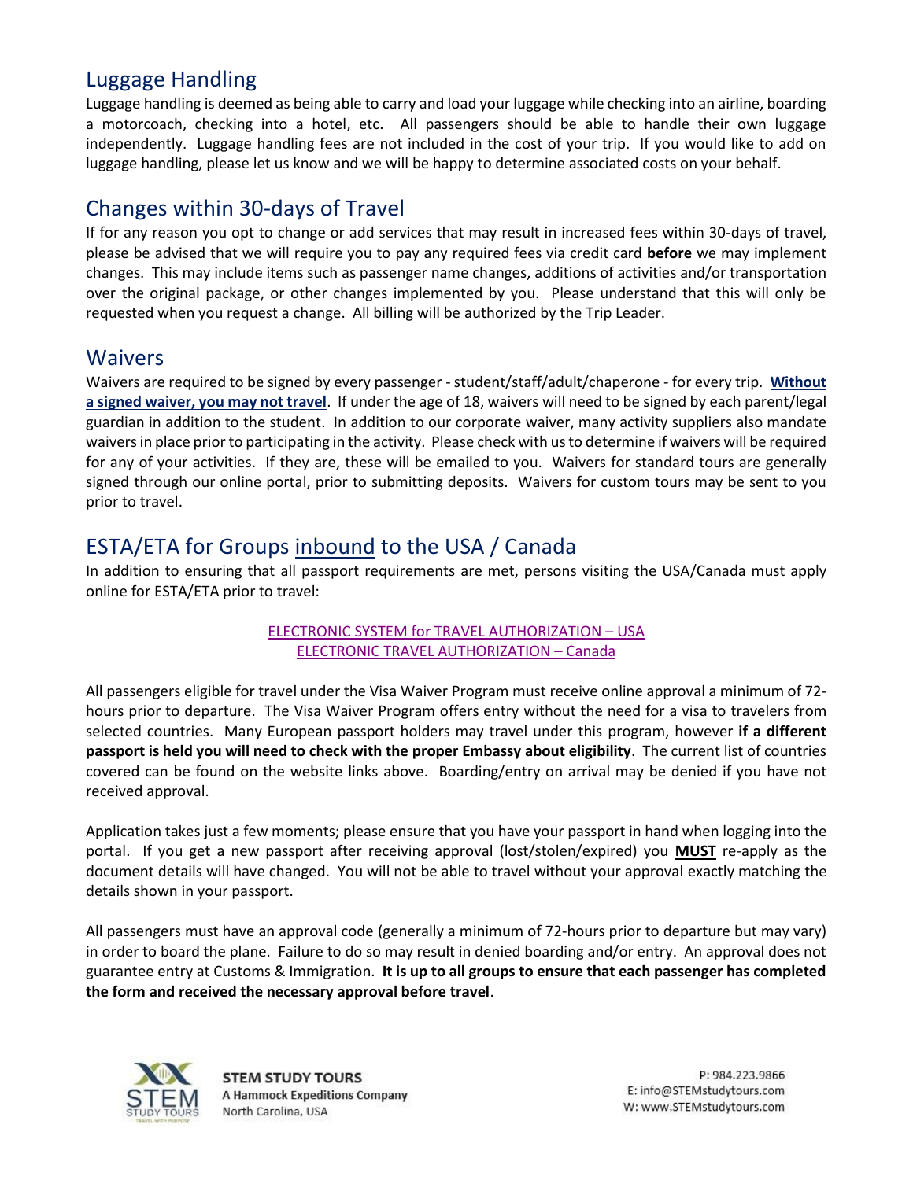## Luggage Handling

Luggage handling is deemed as being able to carry and load your luggage while checking into an airline, boarding a motorcoach, checking into a hotel, etc. All passengers should be able to handle their own luggage independently. Luggage handling fees are not included in the cost of your trip. If you would like to add on luggage handling, please let us know and we will be happy to determine associated costs on your behalf.

## Changes within 30-days of Travel

If for any reason you opt to change or add services that may result in increased fees within 30-days of travel, please be advised that we will require you to pay any required fees via credit card **before** we may implement changes. This may include items such as passenger name changes, additions of activities and/or transportation over the original package, or other changes implemented by you. Please understand that this will only be requested when you request a change. All billing will be authorized by the Trip Leader.

## Waivers

Waivers are required to be signed by every passenger - student/staff/adult/chaperone - for every trip. **Without a signed waiver, you may not travel**. If under the age of 18, waivers will need to be signed by each parent/legal guardian in addition to the student. In addition to our corporate waiver, many activity suppliers also mandate waivers in place prior to participating in the activity. Please check with us to determine if waivers will be required for any of your activities. If they are, these will be emailed to you. Waivers for standard tours are generally signed through our online portal, prior to submitting deposits. Waivers for custom tours may be sent to you prior to travel.

## ESTA/ETA for Groups inbound to the USA / Canada

In addition to ensuring that all passport requirements are met, persons visiting the USA/Canada must apply online for ESTA/ETA prior to travel:

ELECTRONIC SYSTEM for TRAVEL AUTHORIZATION – USA
ELECTRONIC TRAVEL AUTHORIZATION – Canada

All passengers eligible for travel under the Visa Waiver Program must receive online approval a minimum of 72-hours prior to departure. The Visa Waiver Program offers entry without the need for a visa to travelers from selected countries. Many European passport holders may travel under this program, however **if a different passport is held you will need to check with the proper Embassy about eligibility**. The current list of countries covered can be found on the website links above. Boarding/entry on arrival may be denied if you have not received approval.

Application takes just a few moments; please ensure that you have your passport in hand when logging into the portal. If you get a new passport after receiving approval (lost/stolen/expired) you **MUST** re-apply as the document details will have changed. You will not be able to travel without your approval exactly matching the details shown in your passport.

All passengers must have an approval code (generally a minimum of 72-hours prior to departure but may vary) in order to board the plane. Failure to do so may result in denied boarding and/or entry. An approval does not guarantee entry at Customs & Immigration. **It is up to all groups to ensure that each passenger has completed the form and received the necessary approval before travel**.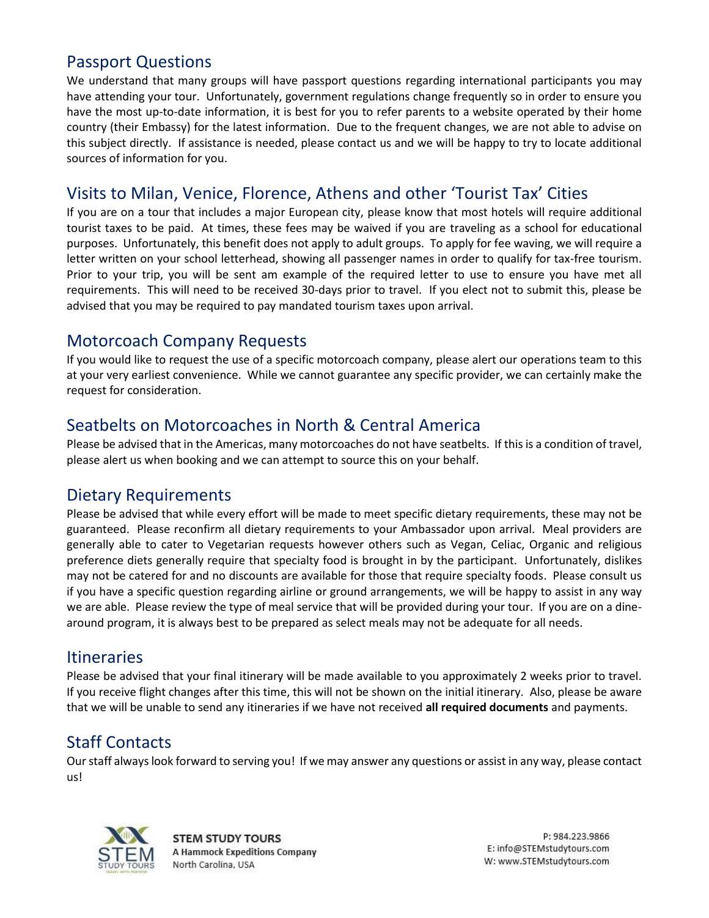## Passport Questions

We understand that many groups will have passport questions regarding international participants you may have attending your tour. Unfortunately, government regulations change frequently so in order to ensure you have the most up-to-date information, it is best for you to refer parents to a website operated by their home country (their Embassy) for the latest information. Due to the frequent changes, we are not able to advise on this subject directly. If assistance is needed, please contact us and we will be happy to try to locate additional sources of information for you.

## Visits to Milan, Venice, Florence, Athens and other 'Tourist Tax' Cities

If you are on a tour that includes a major European city, please know that most hotels will require additional tourist taxes to be paid. At times, these fees may be waived if you are traveling as a school for educational purposes. Unfortunately, this benefit does not apply to adult groups. To apply for fee waving, we will require a letter written on your school letterhead, showing all passenger names in order to qualify for tax-free tourism. Prior to your trip, you will be sent am example of the required letter to use to ensure you have met all requirements. This will need to be received 30-days prior to travel. If you elect not to submit this, please be advised that you may be required to pay mandated tourism taxes upon arrival.

## Motorcoach Company Requests

If you would like to request the use of a specific motorcoach company, please alert our operations team to this at your very earliest convenience. While we cannot guarantee any specific provider, we can certainly make the request for consideration.

## Seatbelts on Motorcoaches in North & Central America

Please be advised that in the Americas, many motorcoaches do not have seatbelts. If this is a condition of travel, please alert us when booking and we can attempt to source this on your behalf.

## Dietary Requirements

Please be advised that while every effort will be made to meet specific dietary requirements, these may not be guaranteed. Please reconfirm all dietary requirements to your Ambassador upon arrival. Meal providers are generally able to cater to Vegetarian requests however others such as Vegan, Celiac, Organic and religious preference diets generally require that specialty food is brought in by the participant. Unfortunately, dislikes may not be catered for and no discounts are available for those that require specialty foods. Please consult us if you have a specific question regarding airline or ground arrangements, we will be happy to assist in any way we are able. Please review the type of meal service that will be provided during your tour. If you are on a dine-around program, it is always best to be prepared as select meals may not be adequate for all needs.

## Itineraries

Please be advised that your final itinerary will be made available to you approximately 2 weeks prior to travel. If you receive flight changes after this time, this will not be shown on the initial itinerary. Also, please be aware that we will be unable to send any itineraries if we have not received **all required documents** and payments.

## Staff Contacts

Our staff always look forward to serving you! If we may answer any questions or assist in any way, please contact us!

**STEM STUDY TOURS**
**A Hammock Expeditions Company**
North Carolina, USA

P: 984.223.9866
E: info@STEMstudytours.com
W: www.STEMstudytours.com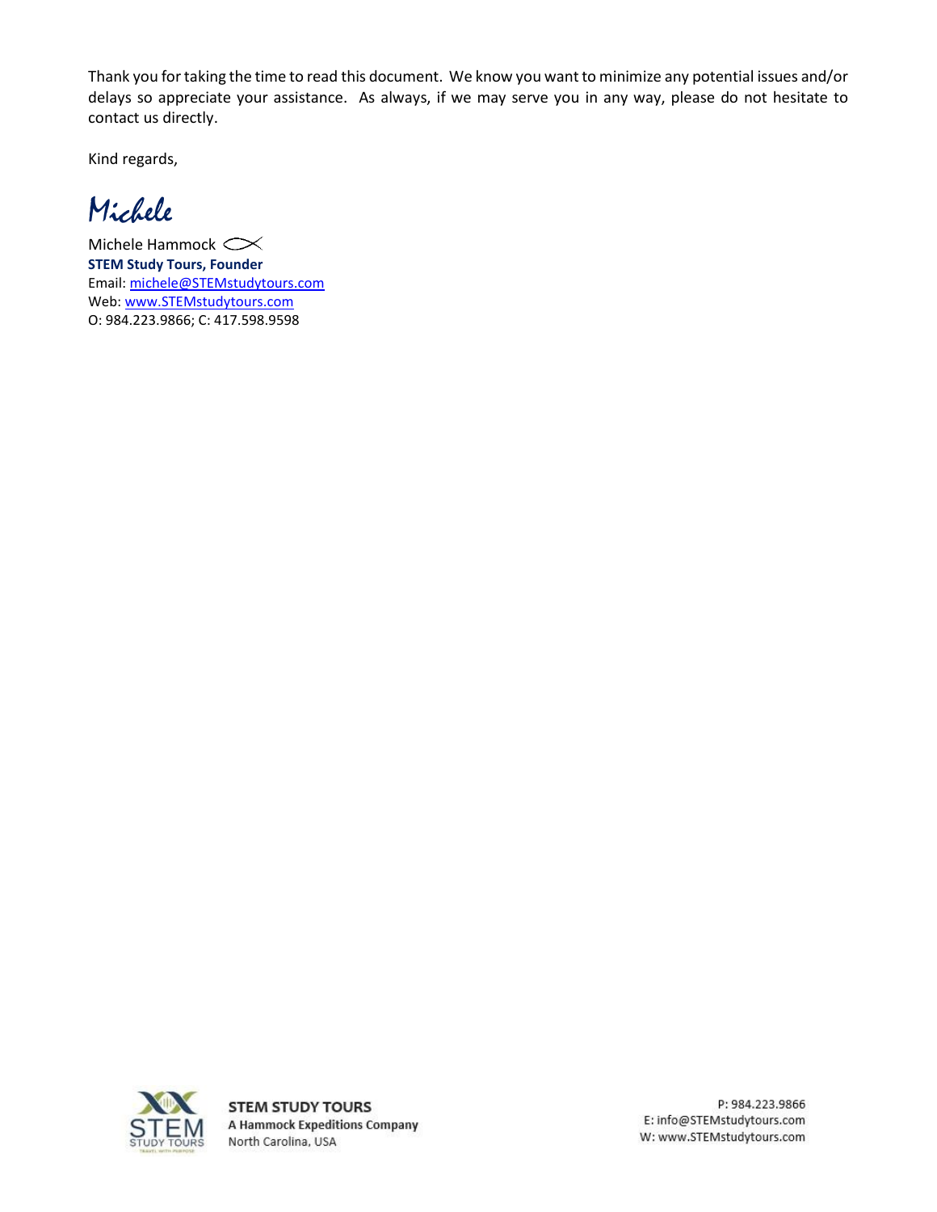Thank you for taking the time to read this document. We know you want to minimize any potential issues and/or delays so appreciate your assistance. As always, if we may serve you in any way, please do not hesitate to contact us directly.

Kind regards,

*Michele*

Michele Hammock
**STEM Study Tours, Founder**
Email: michele@STEMstudytours.com
Web: www.STEMstudytours.com
O: 984.223.9866; C: 417.598.9598